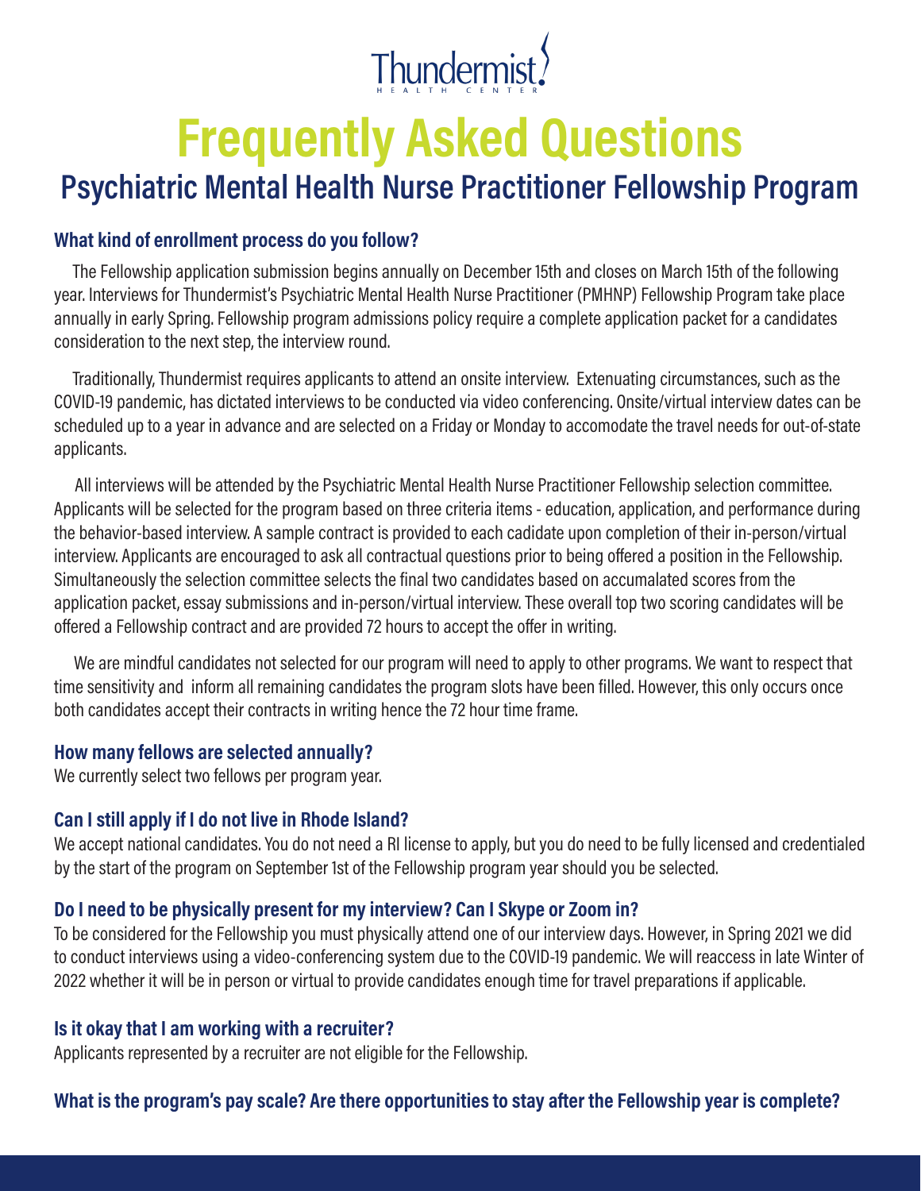Thundermist HEALTH CENTER

# Frequently Asked Questions

## Psychiatric Mental Health Nurse Practitioner Fellowship Program

### What kind of enrollment process do you follow?

The Fellowship application submission begins annually on December 15th and closes on March 15th of the following year. Interviews for Thundermist's Psychiatric Mental Health Nurse Practitioner (PMHNP) Fellowship Program take place annually in early Spring. Fellowship program admissions policy require a complete application packet for a candidates consideration to the next step, the interview round.

Traditionally, Thundermist requires applicants to attend an onsite interview. Extenuating circumstances, such as the COVID-19 pandemic, has dictated interviews to be conducted via video conferencing. Onsite/virtual interview dates can be scheduled up to a year in advance and are selected on a Friday or Monday to accomodate the travel needs for out-of-state applicants.

All interviews will be attended by the Psychiatric Mental Health Nurse Practitioner Fellowship selection committee. Applicants will be selected for the program based on three criteria items - education, application, and performance during the behavior-based interview. A sample contract is provided to each cadidate upon completion of their in-person/virtual interview. Applicants are encouraged to ask all contractual questions prior to being offered a position in the Fellowship. Simultaneously the selection committee selects the final two candidates based on accumalated scores from the application packet, essay submissions and in-person/virtual interview. These overall top two scoring candidates will be offered a Fellowship contract and are provided 72 hours to accept the offer in writing.

We are mindful candidates not selected for our program will need to apply to other programs. We want to respect that time sensitivity and inform all remaining candidates the program slots have been filled. However, this only occurs once both candidates accept their contracts in writing hence the 72 hour time frame.

### How many fellows are selected annually?

We currently select two fellows per program year.

### Can I still apply if I do not live in Rhode Island?

We accept national candidates. You do not need a RI license to apply, but you do need to be fully licensed and credentialed by the start of the program on September 1st of the Fellowship program year should you be selected.

### Do I need to be physically present for my interview? Can I Skype or Zoom in?

To be considered for the Fellowship you must physically attend one of our interview days. However, in Spring 2021 we did to conduct interviews using a video-conferencing system due to the COVID-19 pandemic. We will reaccess in late Winter of 2022 whether it will be in person or virtual to provide candidates enough time for travel preparations if applicable.

### Is it okay that I am working with a recruiter?

Applicants represented by a recruiter are not eligible for the Fellowship.

### What is the program's pay scale? Are there opportunities to stay after the Fellowship year is complete?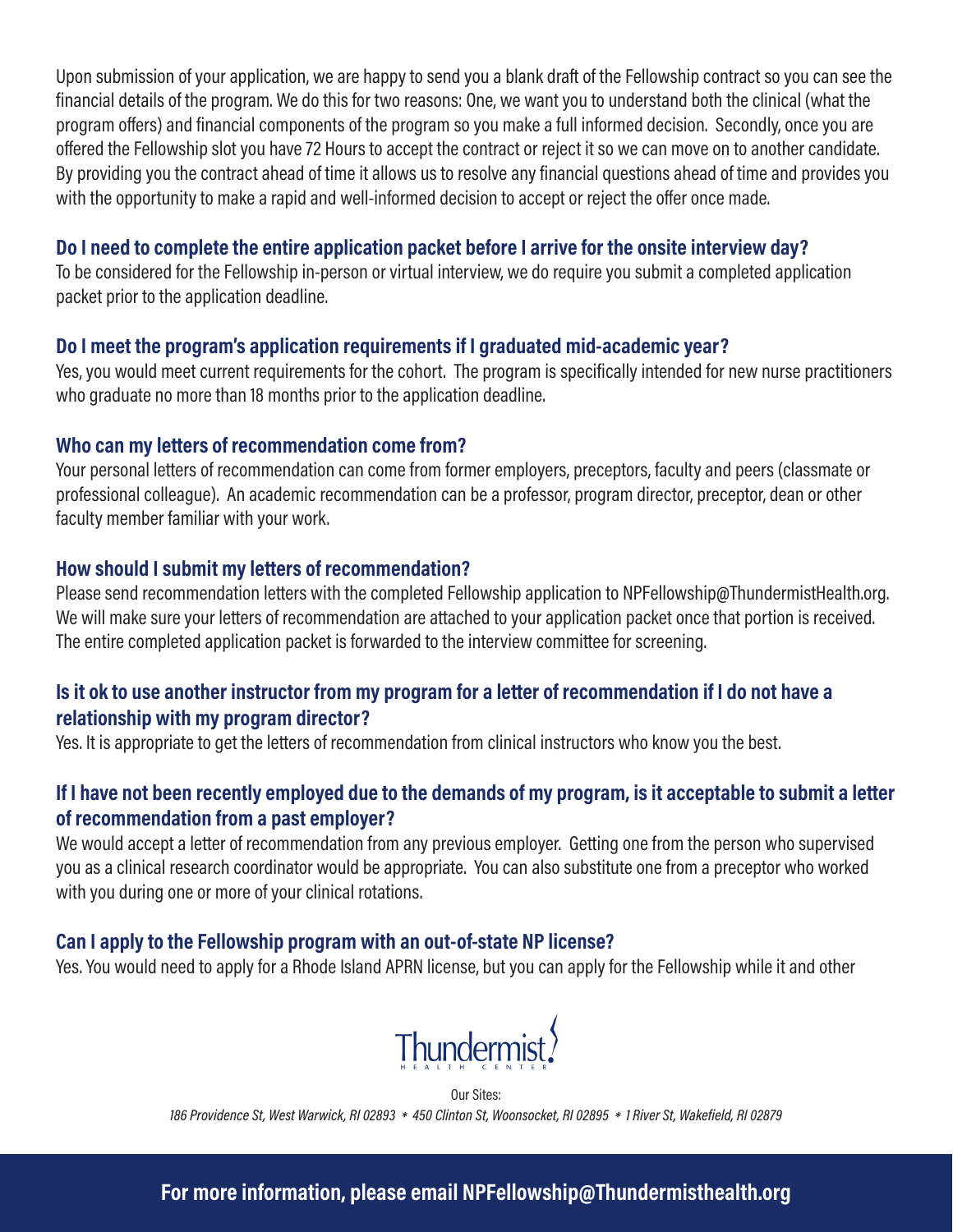Upon submission of your application, we are happy to send you a blank draft of the Fellowship contract so you can see the financial details of the program. We do this for two reasons: One, we want you to understand both the clinical (what the program offers) and financial components of the program so you make a full informed decision. Secondly, once you are offered the Fellowship slot you have 72 Hours to accept the contract or reject it so we can move on to another candidate. By providing you the contract ahead of time it allows us to resolve any financial questions ahead of time and provides you with the opportunity to make a rapid and well-informed decision to accept or reject the offer once made.

### Do I need to complete the entire application packet before I arrive for the onsite interview day?

To be considered for the Fellowship in-person or virtual interview, we do require you submit a completed application packet prior to the application deadline.

### Do I meet the program's application requirements if I graduated mid-academic year?

Yes, you would meet current requirements for the cohort. The program is specifically intended for new nurse practitioners who graduate no more than 18 months prior to the application deadline.

### Who can my letters of recommendation come from?

Your personal letters of recommendation can come from former employers, preceptors, faculty and peers (classmate or professional colleague). An academic recommendation can be a professor, program director, preceptor, dean or other faculty member familiar with your work.

### How should I submit my letters of recommendation?

Please send recommendation letters with the completed Fellowship application to NPFellowship@ThundermistHealth.org. We will make sure your letters of recommendation are attached to your application packet once that portion is received. The entire completed application packet is forwarded to the interview committee for screening.

### Is it ok to use another instructor from my program for a letter of recommendation if I do not have a relationship with my program director?

Yes. It is appropriate to get the letters of recommendation from clinical instructors who know you the best.

### If I have not been recently employed due to the demands of my program, is it acceptable to submit a letter of recommendation from a past employer?

We would accept a letter of recommendation from any previous employer. Getting one from the person who supervised you as a clinical research coordinator would be appropriate. You can also substitute one from a preceptor who worked with you during one or more of your clinical rotations.

### Can I apply to the Fellowship program with an out-of-state NP license?

Yes. You would need to apply for a Rhode Island APRN license, but you can apply for the Fellowship while it and other

Thundermist HEALTH CENTER

Our Sites:

*186 Providence St, West Warwick, RI 02893 * 450 Clinton St, Woonsocket, RI 02895 * 1 River St, Wakefield, RI 02879*

**For more information, please email NPFellowship@Thundermisthealth.org**